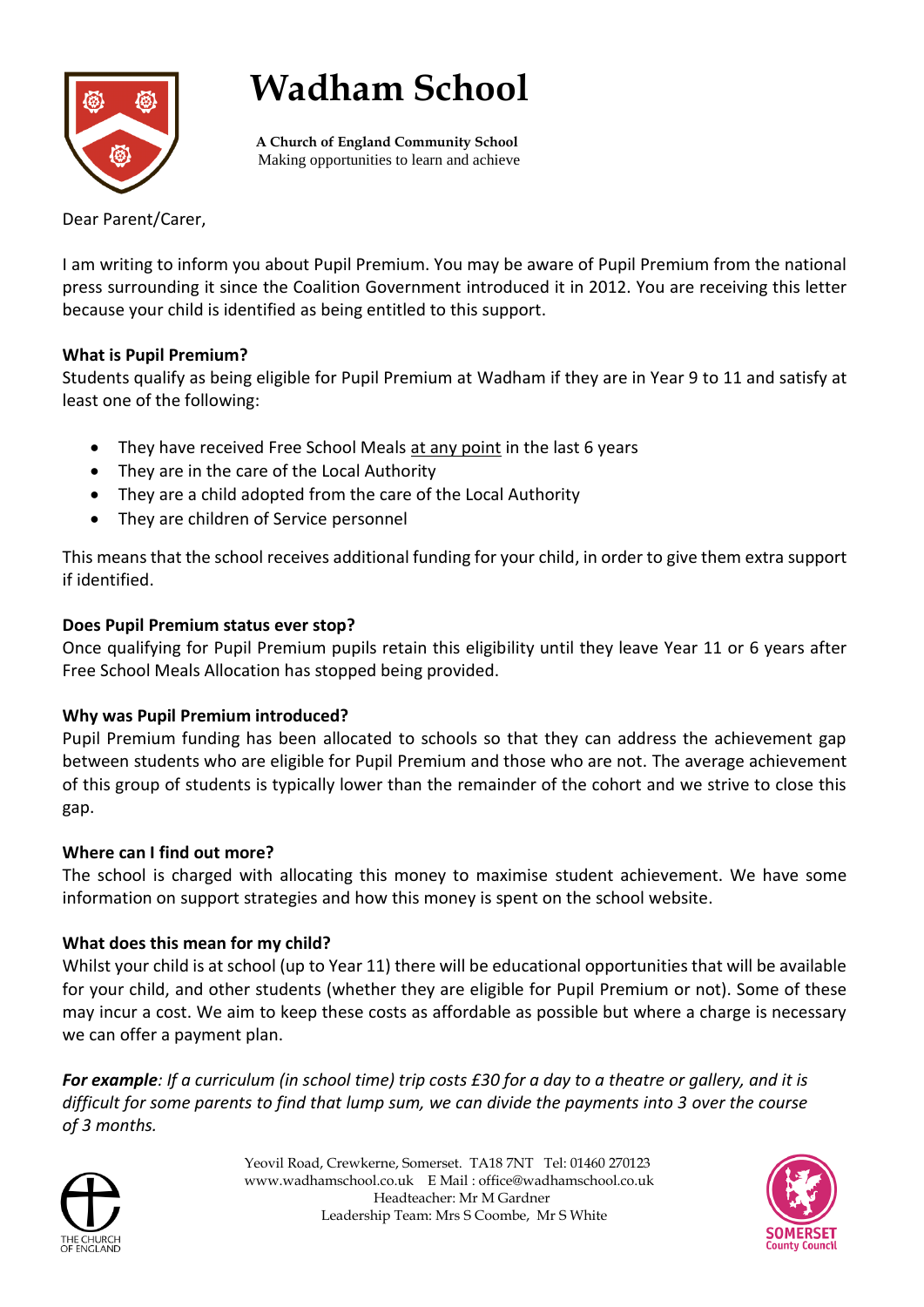# Wadham School

**A Church of England Community School**
Making opportunities to learn and achieve

Dear Parent/Carer,

I am writing to inform you about Pupil Premium. You may be aware of Pupil Premium from the national press surrounding it since the Coalition Government introduced it in 2012. You are receiving this letter because your child is identified as being entitled to this support.

**What is Pupil Premium?**

Students qualify as being eligible for Pupil Premium at Wadham if they are in Year 9 to 11 and satisfy at least one of the following:

- They have received Free School Meals at any point in the last 6 years
- They are in the care of the Local Authority
- They are a child adopted from the care of the Local Authority
- They are children of Service personnel

This means that the school receives additional funding for your child, in order to give them extra support if identified.

**Does Pupil Premium status ever stop?**

Once qualifying for Pupil Premium pupils retain this eligibility until they leave Year 11 or 6 years after Free School Meals Allocation has stopped being provided.

**Why was Pupil Premium introduced?**

Pupil Premium funding has been allocated to schools so that they can address the achievement gap between students who are eligible for Pupil Premium and those who are not. The average achievement of this group of students is typically lower than the remainder of the cohort and we strive to close this gap.

**Where can I find out more?**

The school is charged with allocating this money to maximise student achievement. We have some information on support strategies and how this money is spent on the school website.

**What does this mean for my child?**

Whilst your child is at school (up to Year 11) there will be educational opportunities that will be available for your child, and other students (whether they are eligible for Pupil Premium or not). Some of these may incur a cost. We aim to keep these costs as affordable as possible but where a charge is necessary we can offer a payment plan.

***For example**: If a curriculum (in school time) trip costs £30 for a day to a theatre or gallery, and it is difficult for some parents to find that lump sum, we can divide the payments into 3 over the course of 3 months.*

Yeovil Road, Crewkerne, Somerset. TA18 7NT Tel: 01460 270123
www.wadhamschool.co.uk E Mail : office@wadhamschool.co.uk
Headteacher: Mr M Gardner
Leadership Team: Mrs S Coombe, Mr S White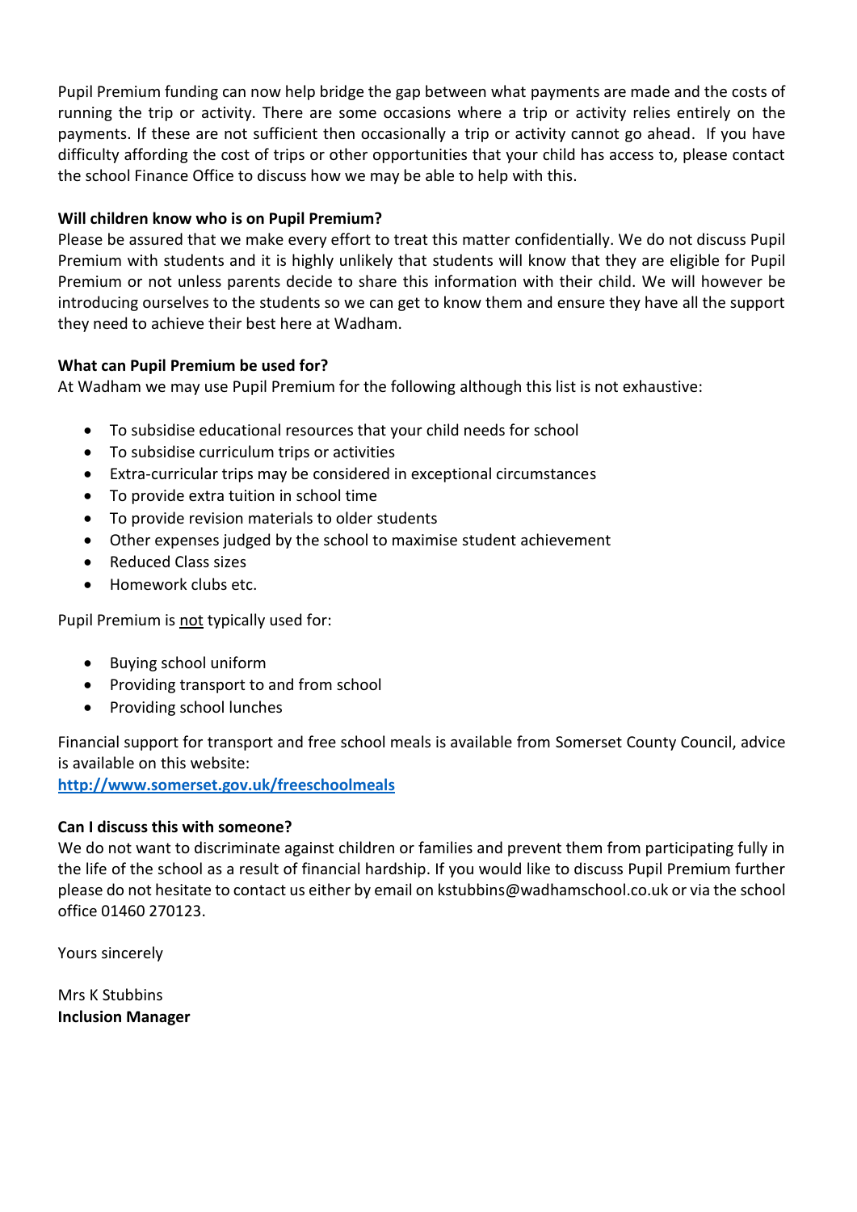Pupil Premium funding can now help bridge the gap between what payments are made and the costs of running the trip or activity. There are some occasions where a trip or activity relies entirely on the payments. If these are not sufficient then occasionally a trip or activity cannot go ahead. If you have difficulty affording the cost of trips or other opportunities that your child has access to, please contact the school Finance Office to discuss how we may be able to help with this.

**Will children know who is on Pupil Premium?**
Please be assured that we make every effort to treat this matter confidentially. We do not discuss Pupil Premium with students and it is highly unlikely that students will know that they are eligible for Pupil Premium or not unless parents decide to share this information with their child. We will however be introducing ourselves to the students so we can get to know them and ensure they have all the support they need to achieve their best here at Wadham.

**What can Pupil Premium be used for?**
At Wadham we may use Pupil Premium for the following although this list is not exhaustive:

- To subsidise educational resources that your child needs for school
- To subsidise curriculum trips or activities
- Extra-curricular trips may be considered in exceptional circumstances
- To provide extra tuition in school time
- To provide revision materials to older students
- Other expenses judged by the school to maximise student achievement
- Reduced Class sizes
- Homework clubs etc.

Pupil Premium is <u>not</u> typically used for:

- Buying school uniform
- Providing transport to and from school
- Providing school lunches

Financial support for transport and free school meals is available from Somerset County Council, advice is available on this website:
**http://www.somerset.gov.uk/freeschoolmeals**

**Can I discuss this with someone?**
We do not want to discriminate against children or families and prevent them from participating fully in the life of the school as a result of financial hardship. If you would like to discuss Pupil Premium further please do not hesitate to contact us either by email on kstubbins@wadhamschool.co.uk or via the school office 01460 270123.

Yours sincerely

Mrs K Stubbins
**Inclusion Manager**